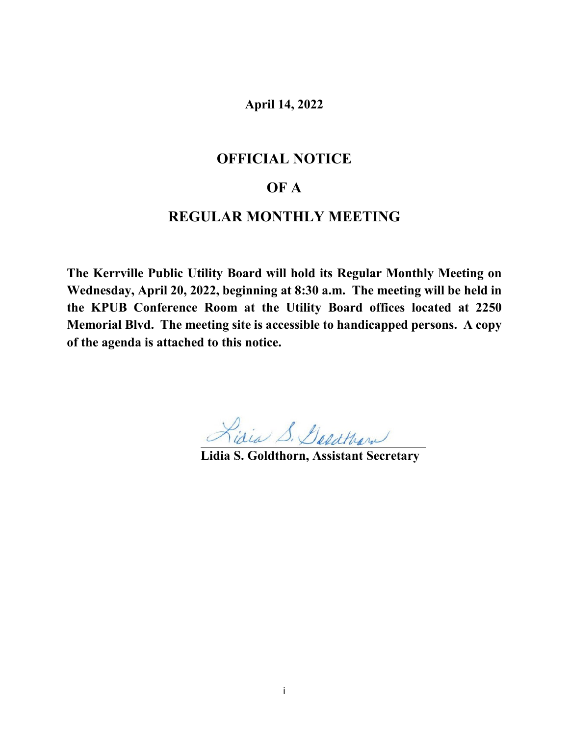**April 14, 2022**

# OFFICIAL NOTICE

# OF A

# REGULAR MONTHLY MEETING

**The Kerrville Public Utility Board will hold its Regular Monthly Meeting on Wednesday, April 20, 2022, beginning at 8:30 a.m. The meeting will be held in the KPUB Conference Room at the Utility Board offices located at 2250 Memorial Blvd. The meeting site is accessible to handicapped persons. A copy of the agenda is attached to this notice.**

Lidia S. Goldthorn

**Lidia S. Goldthorn, Assistant Secretary**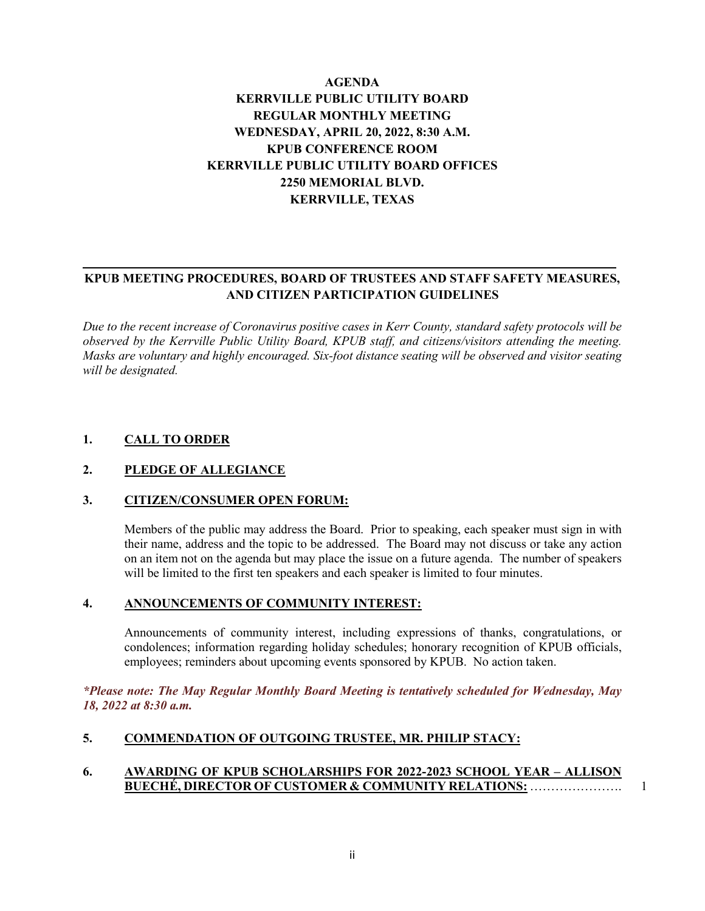**AGENDA**
**KERRVILLE PUBLIC UTILITY BOARD**
**REGULAR MONTHLY MEETING**
**WEDNESDAY, APRIL 20, 2022, 8:30 A.M.**
**KPUB CONFERENCE ROOM**
**KERRVILLE PUBLIC UTILITY BOARD OFFICES**
**2250 MEMORIAL BLVD.**
**KERRVILLE, TEXAS**

---

**KPUB MEETING PROCEDURES, BOARD OF TRUSTEES AND STAFF SAFETY MEASURES, AND CITIZEN PARTICIPATION GUIDELINES**

*Due to the recent increase of Coronavirus positive cases in Kerr County, standard safety protocols will be observed by the Kerrville Public Utility Board, KPUB staff, and citizens/visitors attending the meeting. Masks are voluntary and highly encouraged. Six-foot distance seating will be observed and visitor seating will be designated.*

**1. CALL TO ORDER**

**2. PLEDGE OF ALLEGIANCE**

**3. CITIZEN/CONSUMER OPEN FORUM:**

Members of the public may address the Board. Prior to speaking, each speaker must sign in with their name, address and the topic to be addressed. The Board may not discuss or take any action on an item not on the agenda but may place the issue on a future agenda. The number of speakers will be limited to the first ten speakers and each speaker is limited to four minutes.

**4. ANNOUNCEMENTS OF COMMUNITY INTEREST:**

Announcements of community interest, including expressions of thanks, congratulations, or condolences; information regarding holiday schedules; honorary recognition of KPUB officials, employees; reminders about upcoming events sponsored by KPUB. No action taken.

***Please note: The May Regular Monthly Board Meeting is tentatively scheduled for Wednesday, May 18, 2022 at 8:30 a.m.***

**5. COMMENDATION OF OUTGOING TRUSTEE, MR. PHILIP STACY:**

**6. AWARDING OF KPUB SCHOLARSHIPS FOR 2022-2023 SCHOOL YEAR – ALLISON BUECHÉ, DIRECTOR OF CUSTOMER & COMMUNITY RELATIONS:** …………………. 1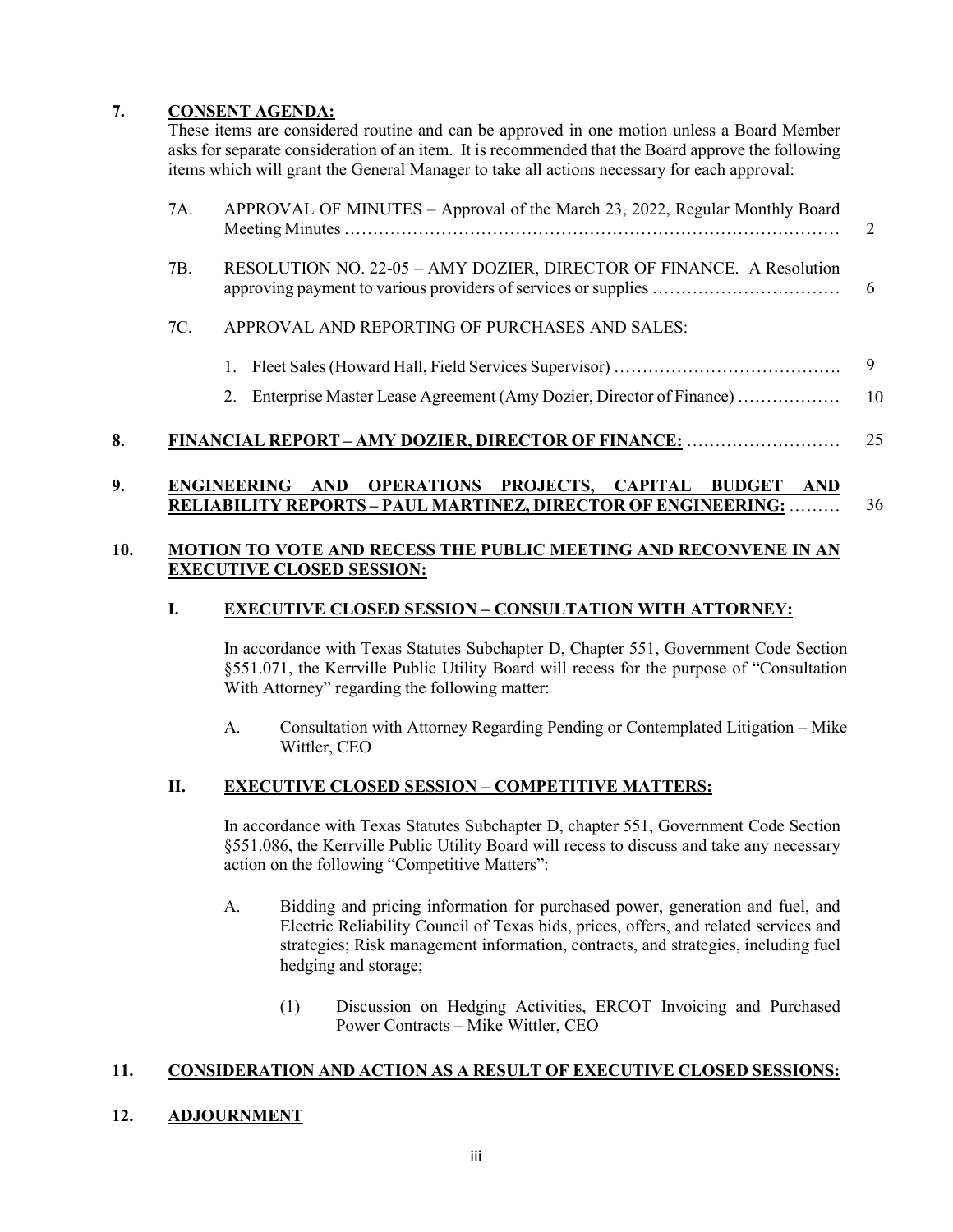**7. CONSENT AGENDA:**

These items are considered routine and can be approved in one motion unless a Board Member asks for separate consideration of an item. It is recommended that the Board approve the following items which will grant the General Manager to take all actions necessary for each approval:

7A. APPROVAL OF MINUTES – Approval of the March 23, 2022, Regular Monthly Board Meeting Minutes …………………………………………………………………………… 2

7B. RESOLUTION NO. 22-05 – AMY DOZIER, DIRECTOR OF FINANCE. A Resolution approving payment to various providers of services or supplies …………………………… 6

7C. APPROVAL AND REPORTING OF PURCHASES AND SALES:

1. Fleet Sales (Howard Hall, Field Services Supervisor) …………………………………. 9
2. Enterprise Master Lease Agreement (Amy Dozier, Director of Finance) ……………… 10

**8. FINANCIAL REPORT – AMY DOZIER, DIRECTOR OF FINANCE:** ……………………… 25

**9. ENGINEERING AND OPERATIONS PROJECTS, CAPITAL BUDGET AND RELIABILITY REPORTS – PAUL MARTINEZ, DIRECTOR OF ENGINEERING:** ……… 36

**10. MOTION TO VOTE AND RECESS THE PUBLIC MEETING AND RECONVENE IN AN EXECUTIVE CLOSED SESSION:**

**I. EXECUTIVE CLOSED SESSION – CONSULTATION WITH ATTORNEY:**

In accordance with Texas Statutes Subchapter D, Chapter 551, Government Code Section §551.071, the Kerrville Public Utility Board will recess for the purpose of "Consultation With Attorney" regarding the following matter:

A. Consultation with Attorney Regarding Pending or Contemplated Litigation – Mike Wittler, CEO

**II. EXECUTIVE CLOSED SESSION – COMPETITIVE MATTERS:**

In accordance with Texas Statutes Subchapter D, chapter 551, Government Code Section §551.086, the Kerrville Public Utility Board will recess to discuss and take any necessary action on the following "Competitive Matters":

A. Bidding and pricing information for purchased power, generation and fuel, and Electric Reliability Council of Texas bids, prices, offers, and related services and strategies; Risk management information, contracts, and strategies, including fuel hedging and storage;

(1) Discussion on Hedging Activities, ERCOT Invoicing and Purchased Power Contracts – Mike Wittler, CEO

**11. CONSIDERATION AND ACTION AS A RESULT OF EXECUTIVE CLOSED SESSIONS:**

**12. ADJOURNMENT**